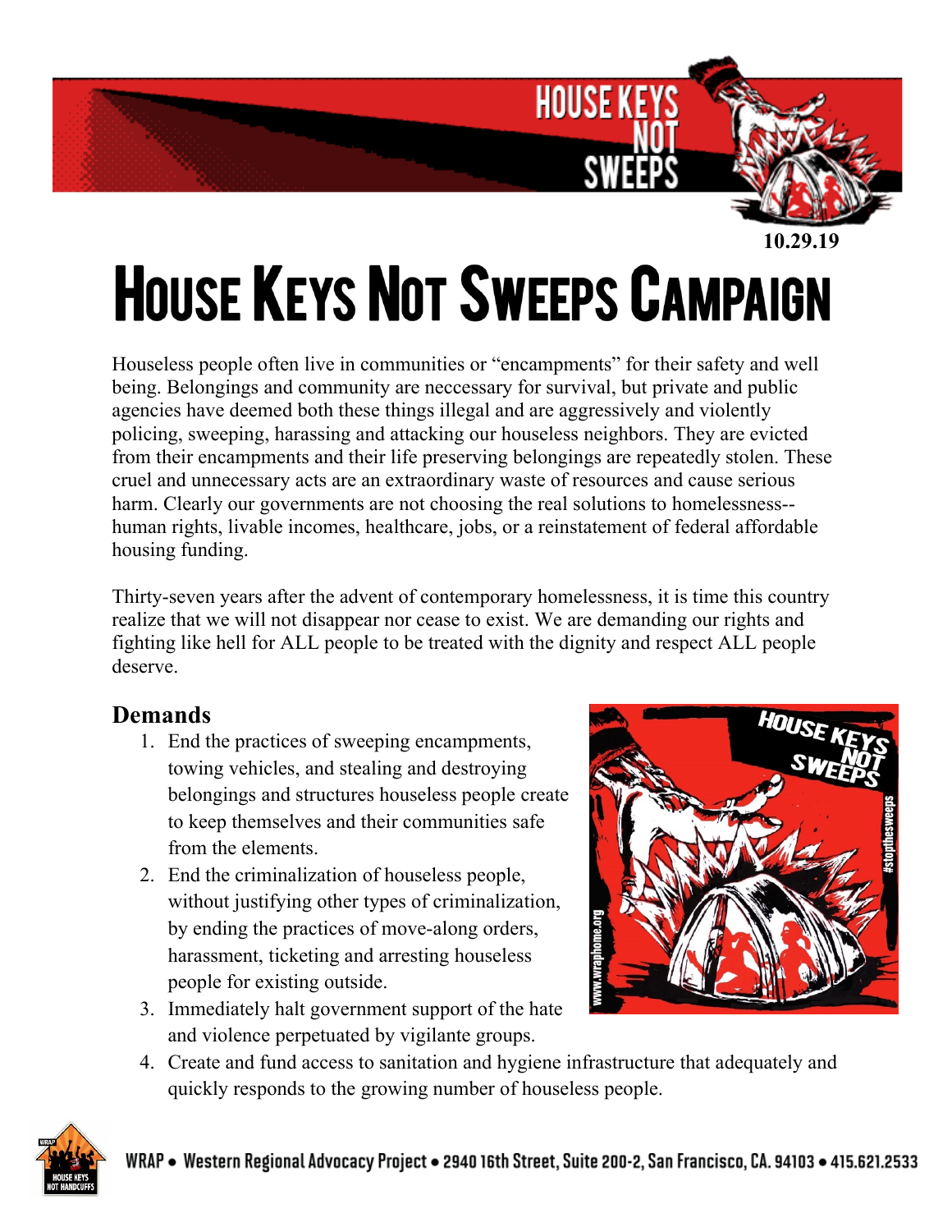10.29.19

# House Keys Not Sweeps Campaign

Houseless people often live in communities or "encampments" for their safety and well being. Belongings and community are neccessary for survival, but private and public agencies have deemed both these things illegal and are aggressively and violently policing, sweeping, harassing and attacking our houseless neighbors. They are evicted from their encampments and their life preserving belongings are repeatedly stolen. These cruel and unnecessary acts are an extraordinary waste of resources and cause serious harm. Clearly our governments are not choosing the real solutions to homelessness--human rights, livable incomes, healthcare, jobs, or a reinstatement of federal affordable housing funding.

Thirty-seven years after the advent of contemporary homelessness, it is time this country realize that we will not disappear nor cease to exist. We are demanding our rights and fighting like hell for ALL people to be treated with the dignity and respect ALL people deserve.

## Demands

1. End the practices of sweeping encampments, towing vehicles, and stealing and destroying belongings and structures houseless people create to keep themselves and their communities safe from the elements.
2. End the criminalization of houseless people, without justifying other types of criminalization, by ending the practices of move-along orders, harassment, ticketing and arresting houseless people for existing outside.
3. Immediately halt government support of the hate and violence perpetuated by vigilante groups.
4. Create and fund access to sanitation and hygiene infrastructure that adequately and quickly responds to the growing number of houseless people.

WRAP • Western Regional Advocacy Project • 2940 16th Street, Suite 200-2, San Francisco, CA. 94103 • 415.621.2533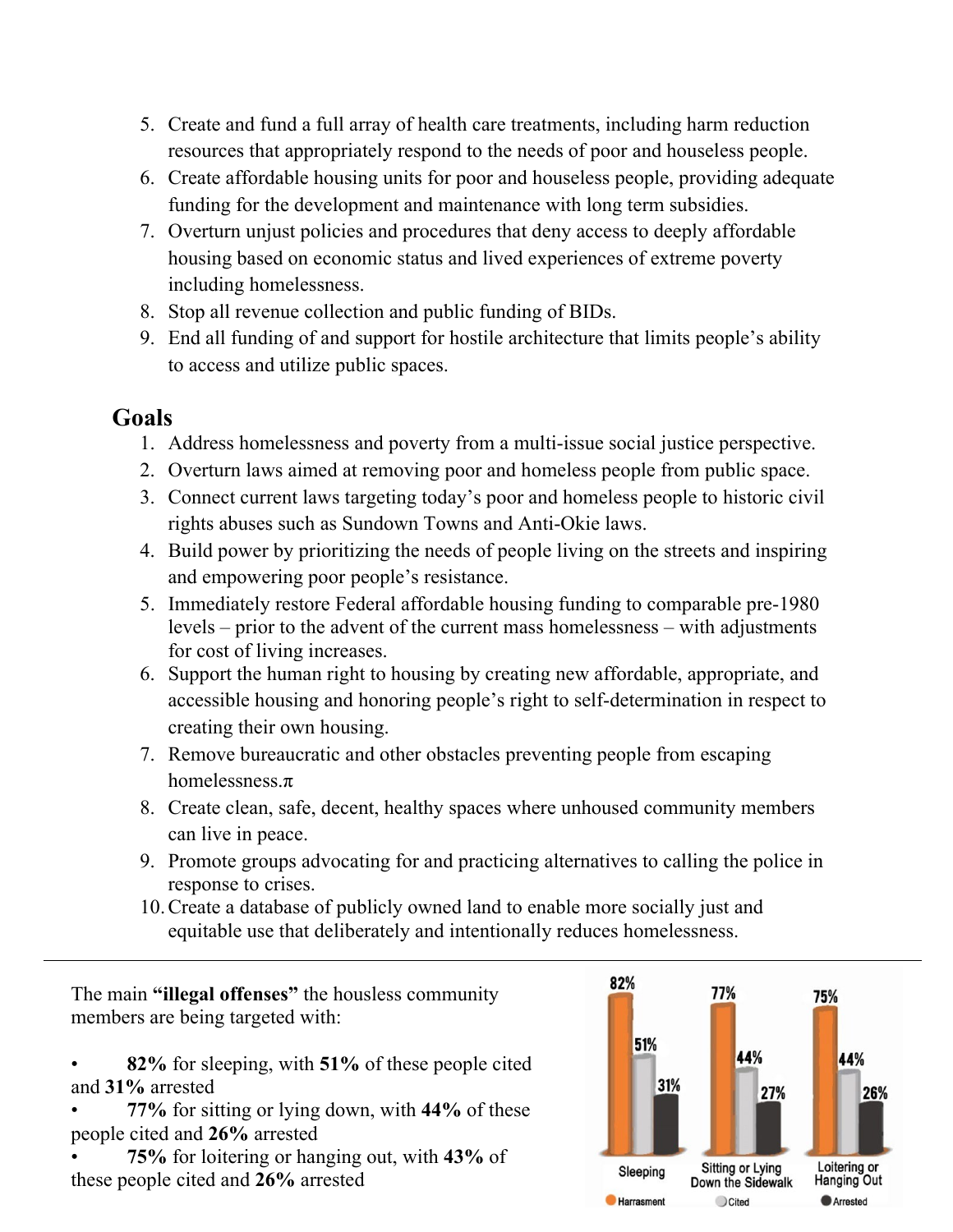5. Create and fund a full array of health care treatments, including harm reduction resources that appropriately respond to the needs of poor and houseless people.
6. Create affordable housing units for poor and houseless people, providing adequate funding for the development and maintenance with long term subsidies.
7. Overturn unjust policies and procedures that deny access to deeply affordable housing based on economic status and lived experiences of extreme poverty including homelessness.
8. Stop all revenue collection and public funding of BIDs.
9. End all funding of and support for hostile architecture that limits people's ability to access and utilize public spaces.

## Goals

1. Address homelessness and poverty from a multi-issue social justice perspective.
2. Overturn laws aimed at removing poor and homeless people from public space.
3. Connect current laws targeting today's poor and homeless people to historic civil rights abuses such as Sundown Towns and Anti-Okie laws.
4. Build power by prioritizing the needs of people living on the streets and inspiring and empowering poor people's resistance.
5. Immediately restore Federal affordable housing funding to comparable pre-1980 levels – prior to the advent of the current mass homelessness – with adjustments for cost of living increases.
6. Support the human right to housing by creating new affordable, appropriate, and accessible housing and honoring people's right to self-determination in respect to creating their own housing.
7. Remove bureaucratic and other obstacles preventing people from escaping homelessness.π
8. Create clean, safe, decent, healthy spaces where unhoused community members can live in peace.
9. Promote groups advocating for and practicing alternatives to calling the police in response to crises.
10. Create a database of publicly owned land to enable more socially just and equitable use that deliberately and intentionally reduces homelessness.

---

The main **"illegal offenses"** the housless community members are being targeted with:

- **82%** for sleeping, with **51%** of these people cited and **31%** arrested
- **77%** for sitting or lying down, with **44%** of these people cited and **26%** arrested
- **75%** for loitering or hanging out, with **43%** of these people cited and **26%** arrested

82%
51%
31%
77%
44%
27%
75%
44%
26%
Sleeping
Sitting or Lying Down the Sidewalk
Loitering or Hanging Out
Harrasment
Cited
Arrested